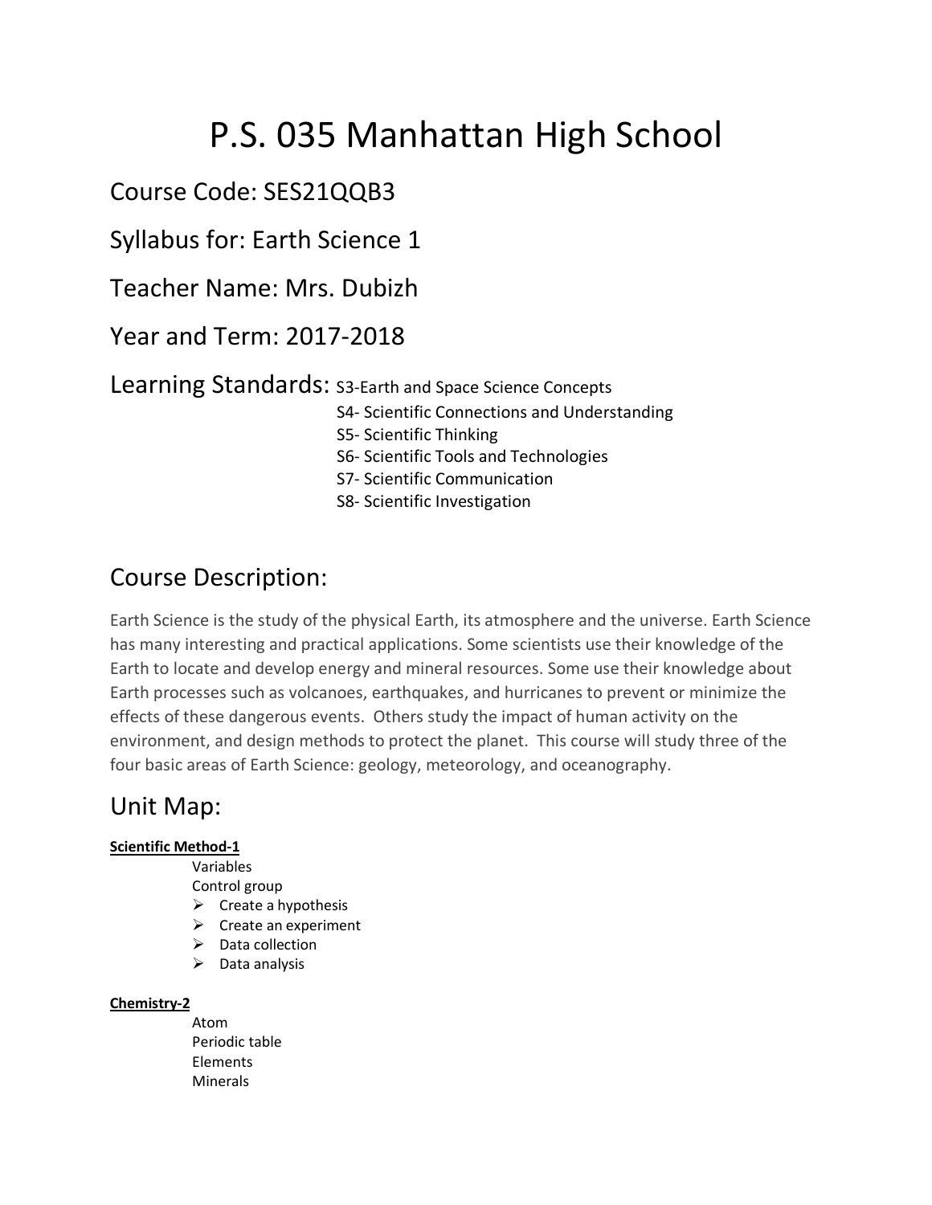# P.S. 035 Manhattan High School

## Course Code: SES21QQB3

## Syllabus for: Earth Science 1

## Teacher Name: Mrs. Dubizh

## Year and Term: 2017-2018

## Learning Standards:

S3-Earth and Space Science Concepts
S4- Scientific Connections and Understanding
S5- Scientific Thinking
S6- Scientific Tools and Technologies
S7- Scientific Communication
S8- Scientific Investigation

## Course Description:

Earth Science is the study of the physical Earth, its atmosphere and the universe. Earth Science has many interesting and practical applications. Some scientists use their knowledge of the Earth to locate and develop energy and mineral resources. Some use their knowledge about Earth processes such as volcanoes, earthquakes, and hurricanes to prevent or minimize the effects of these dangerous events. Others study the impact of human activity on the environment, and design methods to protect the planet. This course will study three of the four basic areas of Earth Science: geology, meteorology, and oceanography.

## Unit Map:

**Scientific Method-1**

Variables
Control group

- Create a hypothesis
- Create an experiment
- Data collection
- Data analysis

**Chemistry-2**

Atom
Periodic table
Elements
Minerals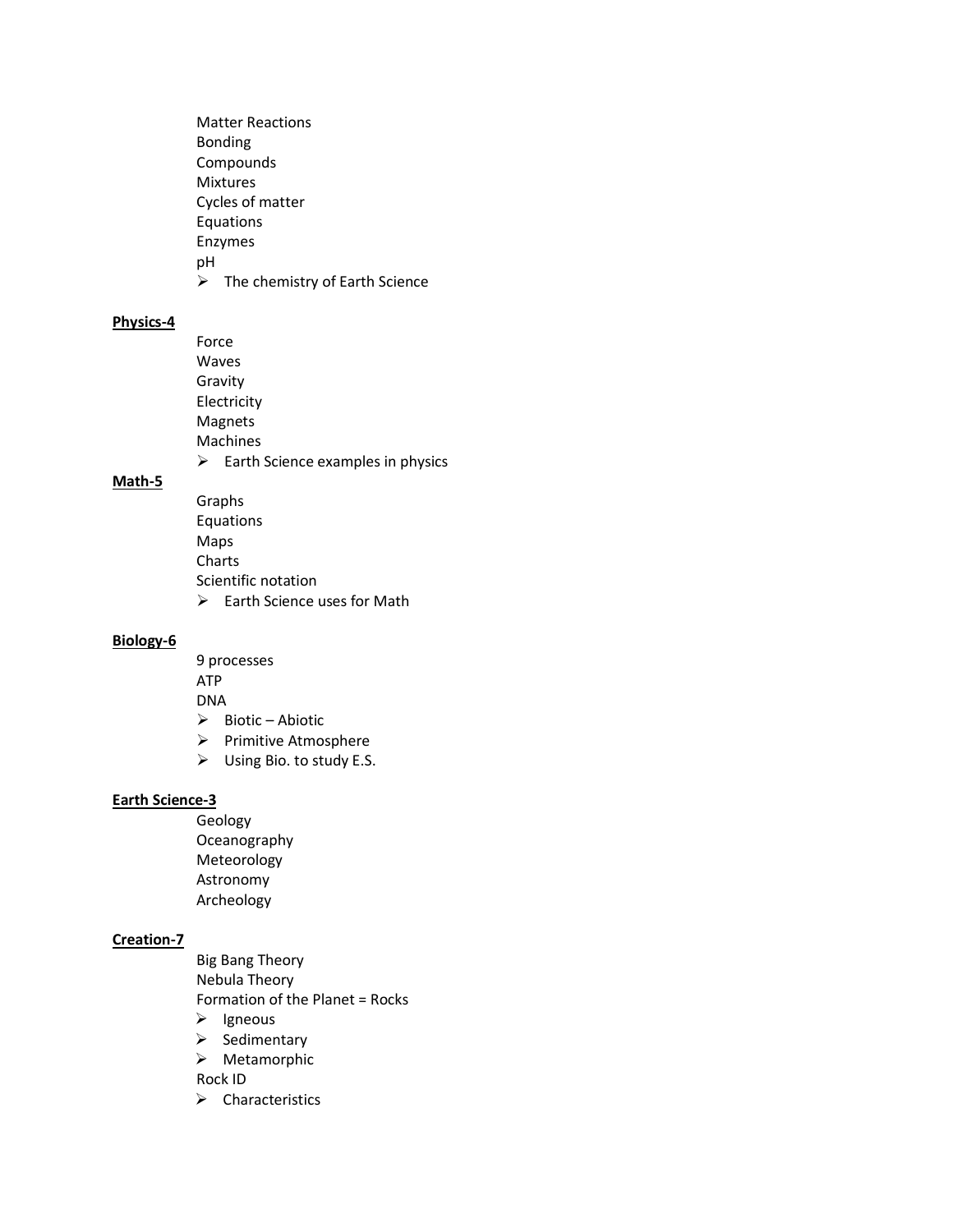Matter Reactions
Bonding
Compounds
Mixtures
Cycles of matter
Equations
Enzymes
pH

- The chemistry of Earth Science

**Physics-4**

Force
Waves
Gravity
Electricity
Magnets
Machines

- Earth Science examples in physics

**Math-5**

Graphs
Equations
Maps
Charts
Scientific notation

- Earth Science uses for Math

**Biology-6**

9 processes
ATP
DNA

- Biotic – Abiotic
- Primitive Atmosphere
- Using Bio. to study E.S.

**Earth Science-3**

Geology
Oceanography
Meteorology
Astronomy
Archeology

**Creation-7**

Big Bang Theory
Nebula Theory
Formation of the Planet = Rocks

- Igneous
- Sedimentary
- Metamorphic

Rock ID

- Characteristics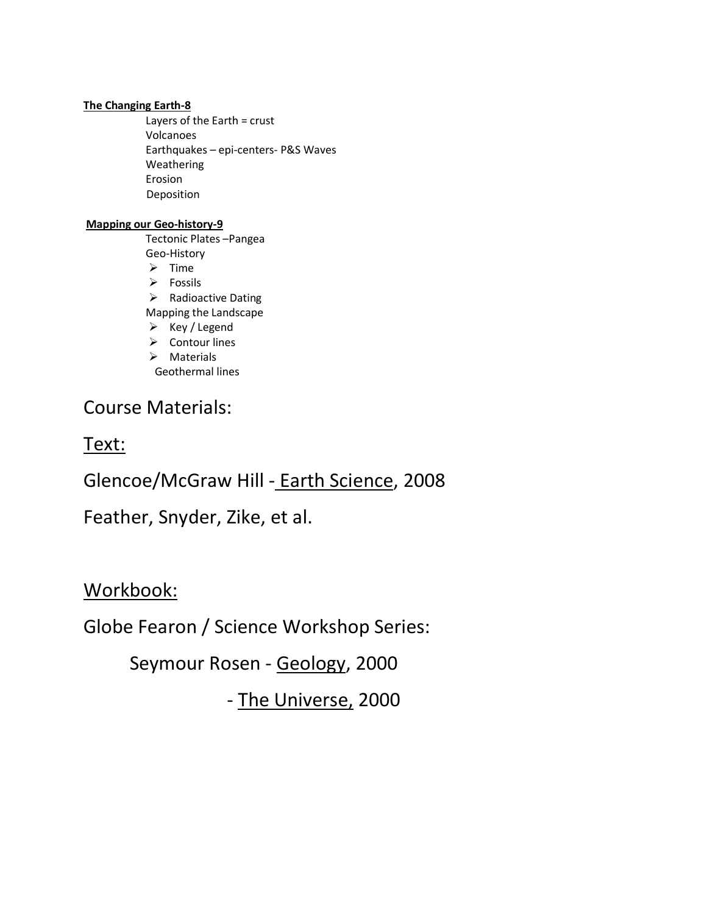**The Changing Earth-8**

Layers of the Earth = crust
Volcanoes
Earthquakes – epi-centers- P&S Waves
Weathering
Erosion
Deposition

**Mapping our Geo-history-9**

Tectonic Plates –Pangea
Geo-History

- Time
- Fossils
- Radioactive Dating

Mapping the Landscape

- Key / Legend
- Contour lines
- Materials

Geothermal lines

Course Materials:

Text:

Glencoe/McGraw Hill - Earth Science, 2008

Feather, Snyder, Zike, et al.

Workbook:

Globe Fearon / Science Workshop Series:

Seymour Rosen - Geology, 2000

- The Universe, 2000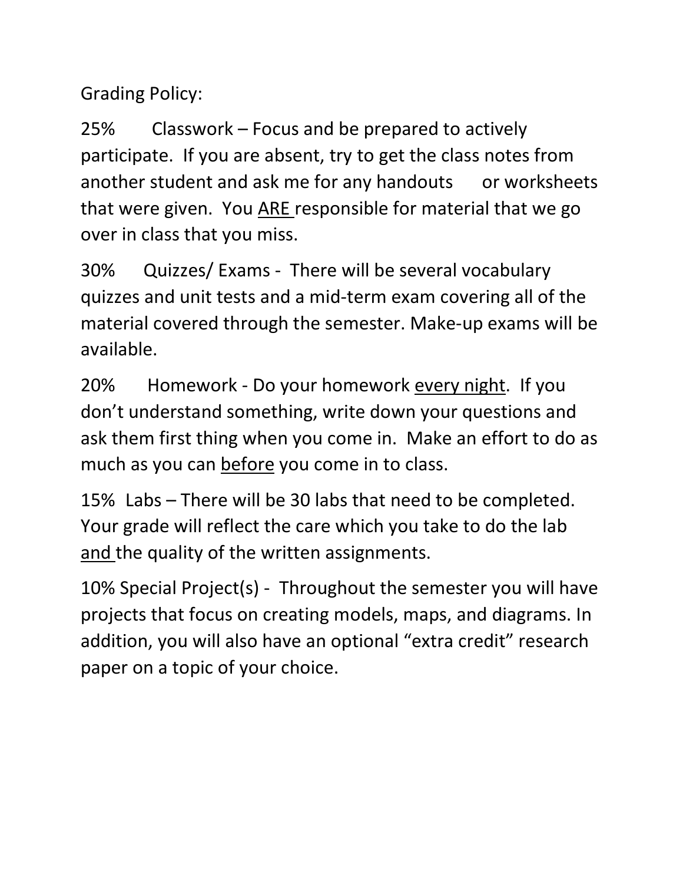Grading Policy:

25% Classwork – Focus and be prepared to actively participate. If you are absent, try to get the class notes from another student and ask me for any handouts or worksheets that were given. You <u>ARE</u> responsible for material that we go over in class that you miss.

30% Quizzes/ Exams - There will be several vocabulary quizzes and unit tests and a mid-term exam covering all of the material covered through the semester. Make-up exams will be available.

20% Homework - Do your homework <u>every night</u>. If you don't understand something, write down your questions and ask them first thing when you come in. Make an effort to do as much as you can <u>before</u> you come in to class.

15% Labs – There will be 30 labs that need to be completed. Your grade will reflect the care which you take to do the lab <u>and</u> the quality of the written assignments.

10% Special Project(s) - Throughout the semester you will have projects that focus on creating models, maps, and diagrams. In addition, you will also have an optional "extra credit" research paper on a topic of your choice.